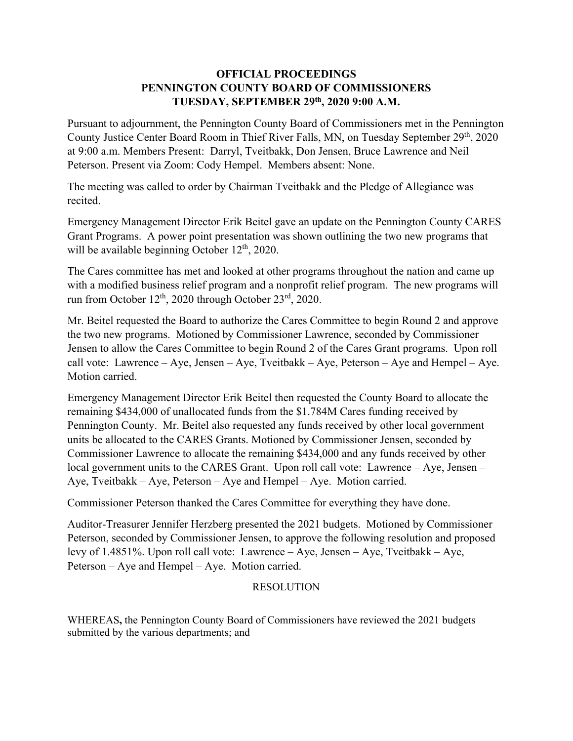# OFFICIAL PROCEEDINGS
# PENNINGTON COUNTY BOARD OF COMMISSIONERS
# TUESDAY, SEPTEMBER 29th, 2020 9:00 A.M.

Pursuant to adjournment, the Pennington County Board of Commissioners met in the Pennington County Justice Center Board Room in Thief River Falls, MN, on Tuesday September 29th, 2020 at 9:00 a.m. Members Present: Darryl, Tveitbakk, Don Jensen, Bruce Lawrence and Neil Peterson. Present via Zoom: Cody Hempel. Members absent: None.

The meeting was called to order by Chairman Tveitbakk and the Pledge of Allegiance was recited.

Emergency Management Director Erik Beitel gave an update on the Pennington County CARES Grant Programs. A power point presentation was shown outlining the two new programs that will be available beginning October 12th, 2020.

The Cares committee has met and looked at other programs throughout the nation and came up with a modified business relief program and a nonprofit relief program. The new programs will run from October 12th, 2020 through October 23rd, 2020.

Mr. Beitel requested the Board to authorize the Cares Committee to begin Round 2 and approve the two new programs. Motioned by Commissioner Lawrence, seconded by Commissioner Jensen to allow the Cares Committee to begin Round 2 of the Cares Grant programs. Upon roll call vote: Lawrence – Aye, Jensen – Aye, Tveitbakk – Aye, Peterson – Aye and Hempel – Aye. Motion carried.

Emergency Management Director Erik Beitel then requested the County Board to allocate the remaining $434,000 of unallocated funds from the $1.784M Cares funding received by Pennington County. Mr. Beitel also requested any funds received by other local government units be allocated to the CARES Grants. Motioned by Commissioner Jensen, seconded by Commissioner Lawrence to allocate the remaining $434,000 and any funds received by other local government units to the CARES Grant. Upon roll call vote: Lawrence – Aye, Jensen – Aye, Tveitbakk – Aye, Peterson – Aye and Hempel – Aye. Motion carried.

Commissioner Peterson thanked the Cares Committee for everything they have done.

Auditor-Treasurer Jennifer Herzberg presented the 2021 budgets. Motioned by Commissioner Peterson, seconded by Commissioner Jensen, to approve the following resolution and proposed levy of 1.4851%. Upon roll call vote: Lawrence – Aye, Jensen – Aye, Tveitbakk – Aye, Peterson – Aye and Hempel – Aye. Motion carried.

RESOLUTION

WHEREAS**,** the Pennington County Board of Commissioners have reviewed the 2021 budgets submitted by the various departments; and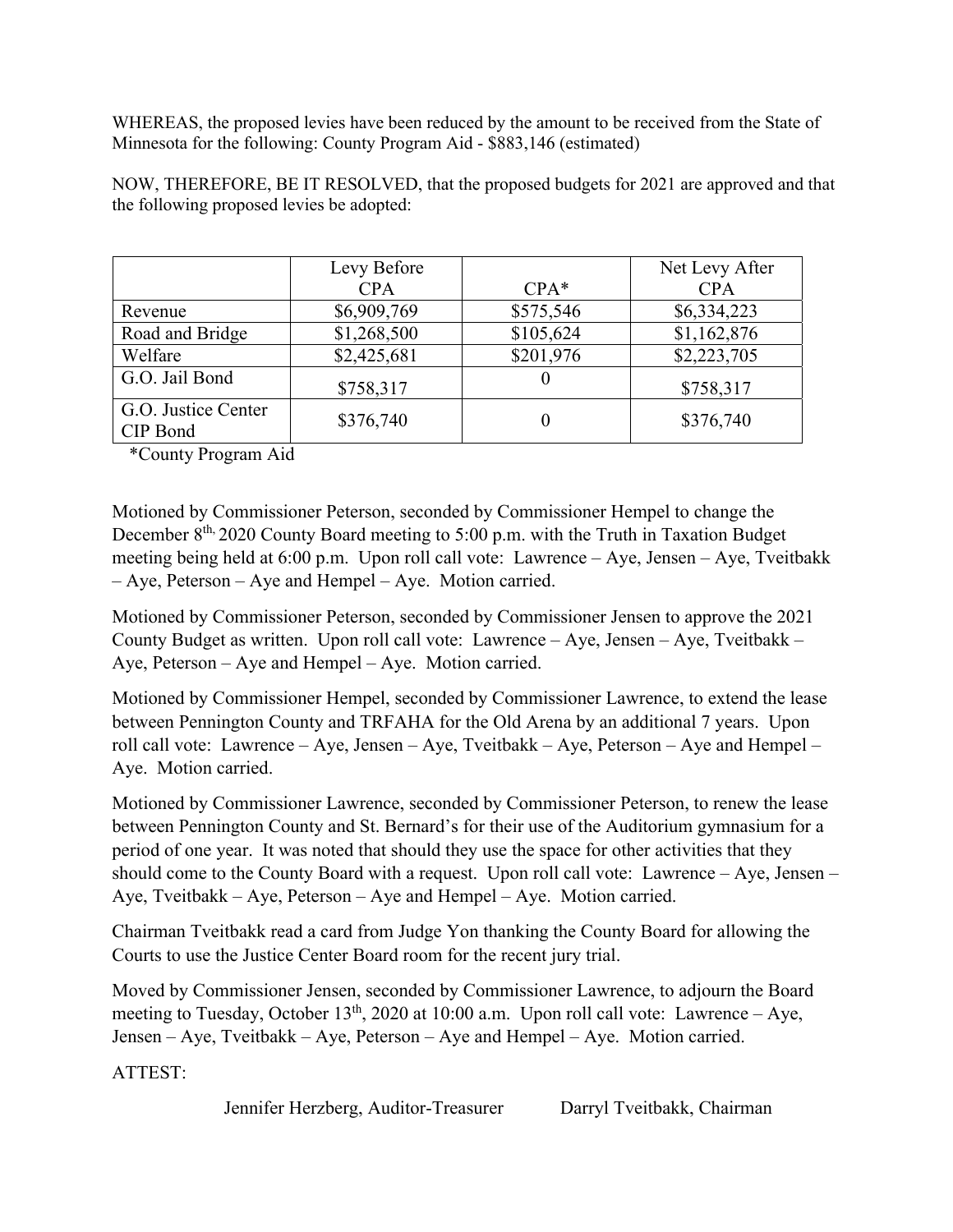WHEREAS, the proposed levies have been reduced by the amount to be received from the State of Minnesota for the following: County Program Aid - $883,146 (estimated)

NOW, THEREFORE, BE IT RESOLVED, that the proposed budgets for 2021 are approved and that the following proposed levies be adopted:

| | Levy Before CPA | CPA* | Net Levy After CPA |
|---|---|---|---|
| Revenue | $6,909,769 | $575,546 | $6,334,223 |
| Road and Bridge | $1,268,500 | $105,624 | $1,162,876 |
| Welfare | $2,425,681 | $201,976 | $2,223,705 |
| G.O. Jail Bond | $758,317 | 0 | $758,317 |
| G.O. Justice Center CIP Bond | $376,740 | 0 | $376,740 |

*County Program Aid

Motioned by Commissioner Peterson, seconded by Commissioner Hempel to change the December 8th, 2020 County Board meeting to 5:00 p.m. with the Truth in Taxation Budget meeting being held at 6:00 p.m. Upon roll call vote: Lawrence – Aye, Jensen – Aye, Tveitbakk – Aye, Peterson – Aye and Hempel – Aye. Motion carried.

Motioned by Commissioner Peterson, seconded by Commissioner Jensen to approve the 2021 County Budget as written. Upon roll call vote: Lawrence – Aye, Jensen – Aye, Tveitbakk – Aye, Peterson – Aye and Hempel – Aye. Motion carried.

Motioned by Commissioner Hempel, seconded by Commissioner Lawrence, to extend the lease between Pennington County and TRFAHA for the Old Arena by an additional 7 years. Upon roll call vote: Lawrence – Aye, Jensen – Aye, Tveitbakk – Aye, Peterson – Aye and Hempel – Aye. Motion carried.

Motioned by Commissioner Lawrence, seconded by Commissioner Peterson, to renew the lease between Pennington County and St. Bernard's for their use of the Auditorium gymnasium for a period of one year. It was noted that should they use the space for other activities that they should come to the County Board with a request. Upon roll call vote: Lawrence – Aye, Jensen – Aye, Tveitbakk – Aye, Peterson – Aye and Hempel – Aye. Motion carried.

Chairman Tveitbakk read a card from Judge Yon thanking the County Board for allowing the Courts to use the Justice Center Board room for the recent jury trial.

Moved by Commissioner Jensen, seconded by Commissioner Lawrence, to adjourn the Board meeting to Tuesday, October 13th, 2020 at 10:00 a.m. Upon roll call vote: Lawrence – Aye, Jensen – Aye, Tveitbakk – Aye, Peterson – Aye and Hempel – Aye. Motion carried.

ATTEST:

Jennifer Herzberg, Auditor-Treasurer          Darryl Tveitbakk, Chairman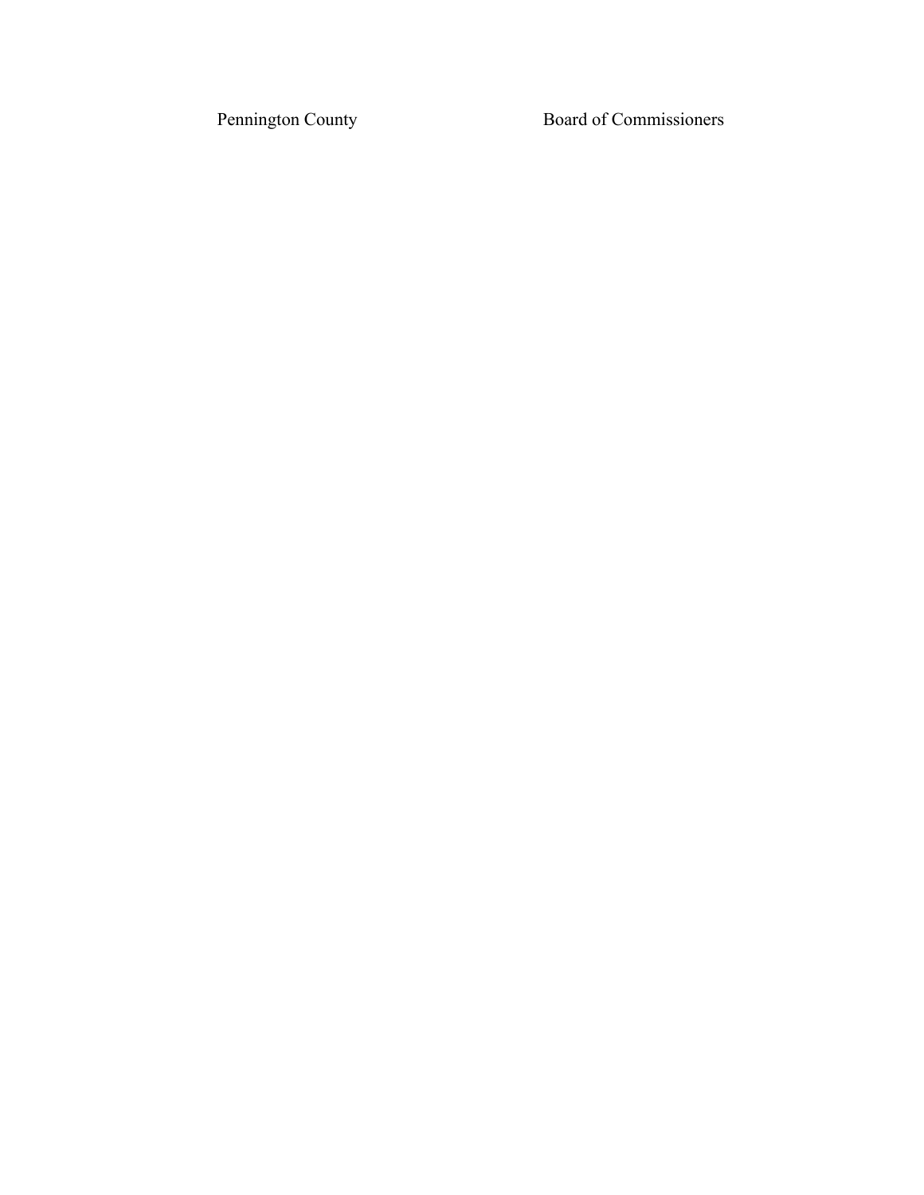Pennington County Board of Commissioners